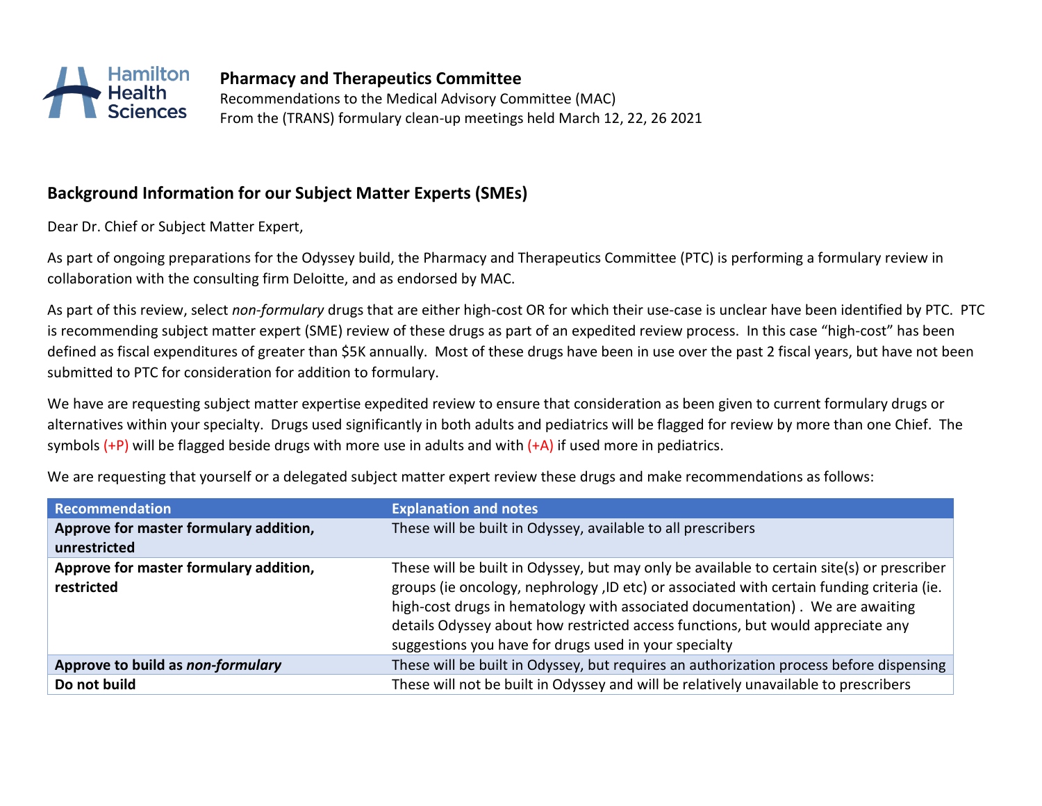Hamilton Health Sciences

**Pharmacy and Therapeutics Committee**

Recommendations to the Medical Advisory Committee (MAC)
From the (TRANS) formulary clean-up meetings held March 12, 22, 26 2021

## Background Information for our Subject Matter Experts (SMEs)

Dear Dr. Chief or Subject Matter Expert,

As part of ongoing preparations for the Odyssey build, the Pharmacy and Therapeutics Committee (PTC) is performing a formulary review in collaboration with the consulting firm Deloitte, and as endorsed by MAC.

As part of this review, select *non-formulary* drugs that are either high-cost OR for which their use-case is unclear have been identified by PTC. PTC is recommending subject matter expert (SME) review of these drugs as part of an expedited review process. In this case "high-cost" has been defined as fiscal expenditures of greater than $5K annually. Most of these drugs have been in use over the past 2 fiscal years, but have not been submitted to PTC for consideration for addition to formulary.

We have are requesting subject matter expertise expedited review to ensure that consideration as been given to current formulary drugs or alternatives within your specialty. Drugs used significantly in both adults and pediatrics will be flagged for review by more than one Chief. The symbols (+P) will be flagged beside drugs with more use in adults and with (+A) if used more in pediatrics.

We are requesting that yourself or a delegated subject matter expert review these drugs and make recommendations as follows:

| Recommendation | Explanation and notes |
| --- | --- |
| **Approve for master formulary addition, unrestricted** | These will be built in Odyssey, available to all prescribers |
| **Approve for master formulary addition, restricted** | These will be built in Odyssey, but may only be available to certain site(s) or prescriber groups (ie oncology, nephrology ,ID etc) or associated with certain funding criteria (ie. high-cost drugs in hematology with associated documentation) . We are awaiting details Odyssey about how restricted access functions, but would appreciate any suggestions you have for drugs used in your specialty |
| **Approve to build as *non-formulary*** | These will be built in Odyssey, but requires an authorization process before dispensing |
| **Do not build** | These will not be built in Odyssey and will be relatively unavailable to prescribers |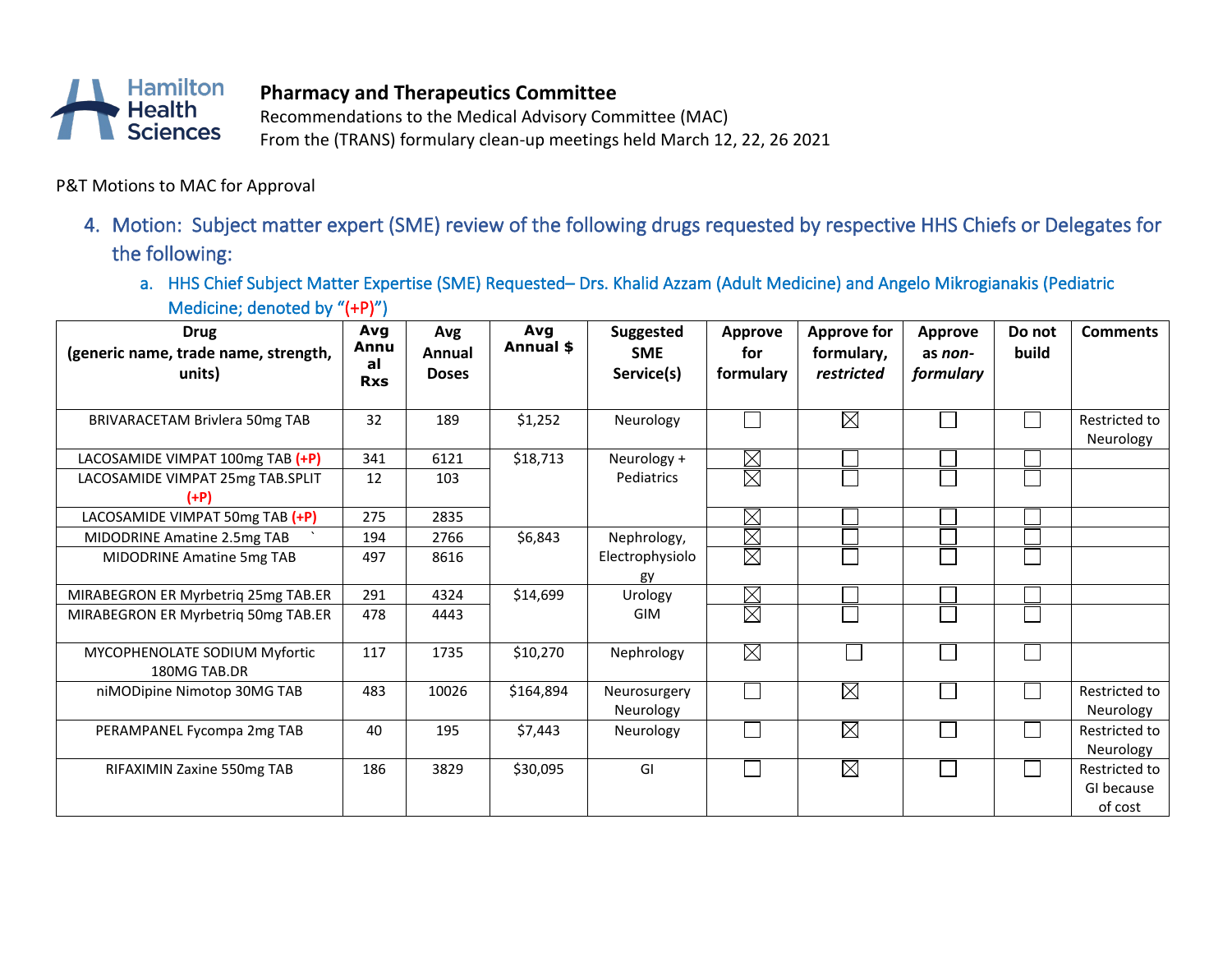# Pharmacy and Therapeutics Committee

Recommendations to the Medical Advisory Committee (MAC)
From the (TRANS) formulary clean-up meetings held March 12, 22, 26 2021

P&T Motions to MAC for Approval

4. Motion: Subject matter expert (SME) review of the following drugs requested by respective HHS Chiefs or Delegates for the following:

   a. HHS Chief Subject Matter Expertise (SME) Requested– Drs. Khalid Azzam (Adult Medicine) and Angelo Mikrogianakis (Pediatric Medicine; denoted by "(+P)")

| Drug (generic name, trade name, strength, units) | Avg Annual Rxs | Avg Annual Doses | Avg Annual $ | Suggested SME Service(s) | Approve for formulary | Approve for formulary, *restricted* | Approve as *non-formulary* | Do not build | Comments |
|---|---|---|---|---|---|---|---|---|---|
| BRIVARACETAM Brivlera 50mg TAB | 32 | 189 | $1,252 | Neurology | ☐ | ☒ | ☐ | ☐ | Restricted to Neurology |
| LACOSAMIDE VIMPAT 100mg TAB (+P) | 341 | 6121 | $18,713 | Neurology + Pediatrics | ☒ | ☐ | ☐ | ☐ | |
| LACOSAMIDE VIMPAT 25mg TAB.SPLIT (+P) | 12 | 103 | | | ☒ | ☐ | ☐ | ☐ | |
| LACOSAMIDE VIMPAT 50mg TAB (+P) | 275 | 2835 | | | ☒ | ☐ | ☐ | ☐ | |
| MIDODRINE Amatine 2.5mg TAB ` | 194 | 2766 | $6,843 | Nephrology, Electrophysiology | ☒ | ☐ | ☐ | ☐ | |
| MIDODRINE Amatine 5mg TAB | 497 | 8616 | | | ☒ | ☐ | ☐ | ☐ | |
| MIRABEGRON ER Myrbetriq 25mg TAB.ER | 291 | 4324 | $14,699 | Urology GIM | ☒ | ☐ | ☐ | ☐ | |
| MIRABEGRON ER Myrbetriq 50mg TAB.ER | 478 | 4443 | | | ☒ | ☐ | ☐ | ☐ | |
| MYCOPHENOLATE SODIUM Myfortic 180MG TAB.DR | 117 | 1735 | $10,270 | Nephrology | ☒ | ☐ | ☐ | ☐ | |
| niMODipine Nimotop 30MG TAB | 483 | 10026 | $164,894 | Neurosurgery Neurology | ☐ | ☒ | ☐ | ☐ | Restricted to Neurology |
| PERAMPANEL Fycompa 2mg TAB | 40 | 195 | $7,443 | Neurology | ☐ | ☒ | ☐ | ☐ | Restricted to Neurology |
| RIFAXIMIN Zaxine 550mg TAB | 186 | 3829 | $30,095 | GI | ☐ | ☒ | ☐ | ☐ | Restricted to GI because of cost |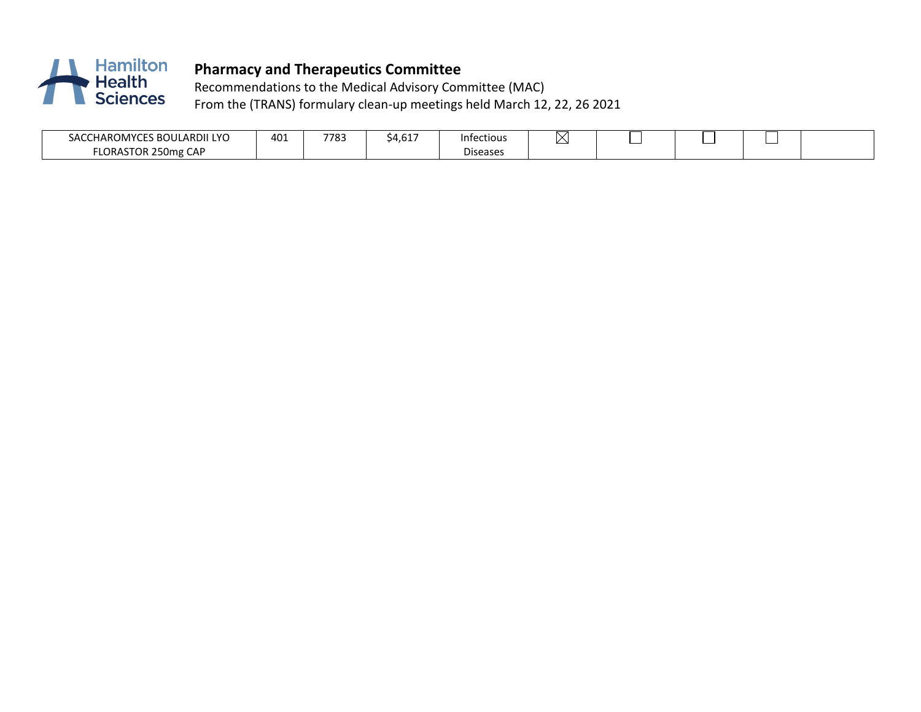## Pharmacy and Therapeutics Committee

Recommendations to the Medical Advisory Committee (MAC)
From the (TRANS) formulary clean-up meetings held March 12, 22, 26 2021

| | | | | | | | | | |
|---|---|---|---|---|---|---|---|---|---|
| SACCHAROMYCES BOULARDII LYO FLORASTOR 250mg CAP | 401 | 7783 | $4,617 | Infectious Diseases | ☒ | ☐ | ☐ | ☐ | |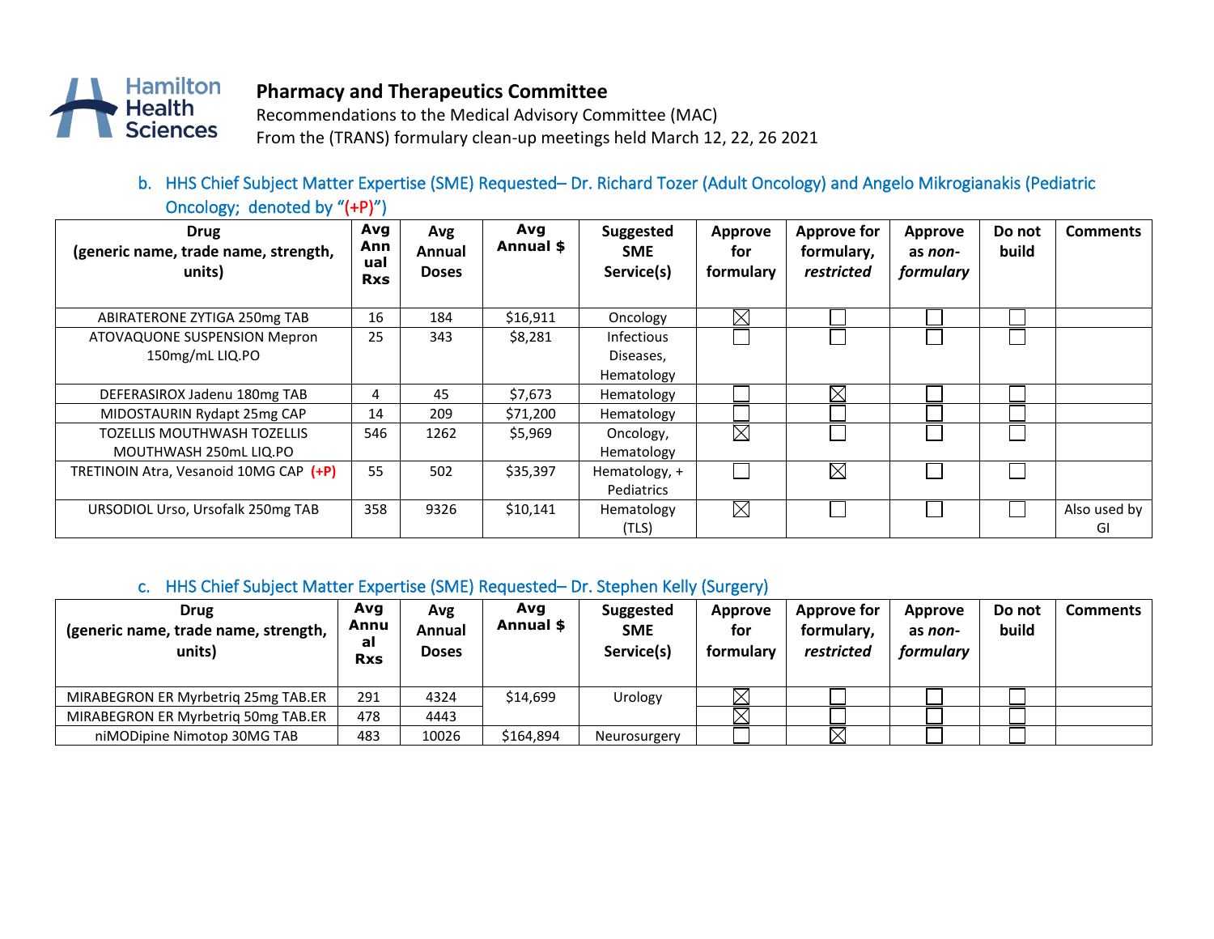Hamilton Health Sciences

# Pharmacy and Therapeutics Committee

Recommendations to the Medical Advisory Committee (MAC)
From the (TRANS) formulary clean-up meetings held March 12, 22, 26 2021

### b. HHS Chief Subject Matter Expertise (SME) Requested– Dr. Richard Tozer (Adult Oncology) and Angelo Mikrogianakis (Pediatric Oncology; denoted by "(+P)")

| Drug (generic name, trade name, strength, units) | Avg Annual Rxs | Avg Annual Doses | Avg Annual $ | Suggested SME Service(s) | Approve for formulary | Approve for formulary, *restricted* | Approve as *non-formulary* | Do not build | Comments |
|---|---|---|---|---|---|---|---|---|---|
| ABIRATERONE ZYTIGA 250mg TAB | 16 | 184 | $16,911 | Oncology | ☒ | ☐ | ☐ | ☐ | |
| ATOVAQUONE SUSPENSION Mepron 150mg/mL LIQ.PO | 25 | 343 | $8,281 | Infectious Diseases, Hematology | ☐ | ☐ | ☐ | ☐ | |
| DEFERASIROX Jadenu 180mg TAB | 4 | 45 | $7,673 | Hematology | ☐ | ☒ | ☐ | ☐ | |
| MIDOSTAURIN Rydapt 25mg CAP | 14 | 209 | $71,200 | Hematology | ☐ | ☐ | ☐ | ☐ | |
| TOZELLIS MOUTHWASH TOZELLIS MOUTHWASH 250mL LIQ.PO | 546 | 1262 | $5,969 | Oncology, Hematology | ☒ | ☐ | ☐ | ☐ | |
| TRETINOIN Atra, Vesanoid 10MG CAP **(+P)** | 55 | 502 | $35,397 | Hematology, + Pediatrics | ☐ | ☒ | ☐ | ☐ | |
| URSODIOL Urso, Ursofalk 250mg TAB | 358 | 9326 | $10,141 | Hematology (TLS) | ☒ | ☐ | ☐ | ☐ | Also used by GI |

### c. HHS Chief Subject Matter Expertise (SME) Requested– Dr. Stephen Kelly (Surgery)

| Drug (generic name, trade name, strength, units) | Avg Annual Rxs | Avg Annual Doses | Avg Annual $ | Suggested SME Service(s) | Approve for formulary | Approve for formulary, *restricted* | Approve as *non-formulary* | Do not build | Comments |
|---|---|---|---|---|---|---|---|---|---|
| MIRABEGRON ER Myrbetriq 25mg TAB.ER | 291 | 4324 | $14,699 | Urology | ☒ | ☐ | ☐ | ☐ | |
| MIRABEGRON ER Myrbetriq 50mg TAB.ER | 478 | 4443 | | | ☒ | ☐ | ☐ | ☐ | |
| niMODipine Nimotop 30MG TAB | 483 | 10026 | $164,894 | Neurosurgery | ☐ | ☒ | ☐ | ☐ | |